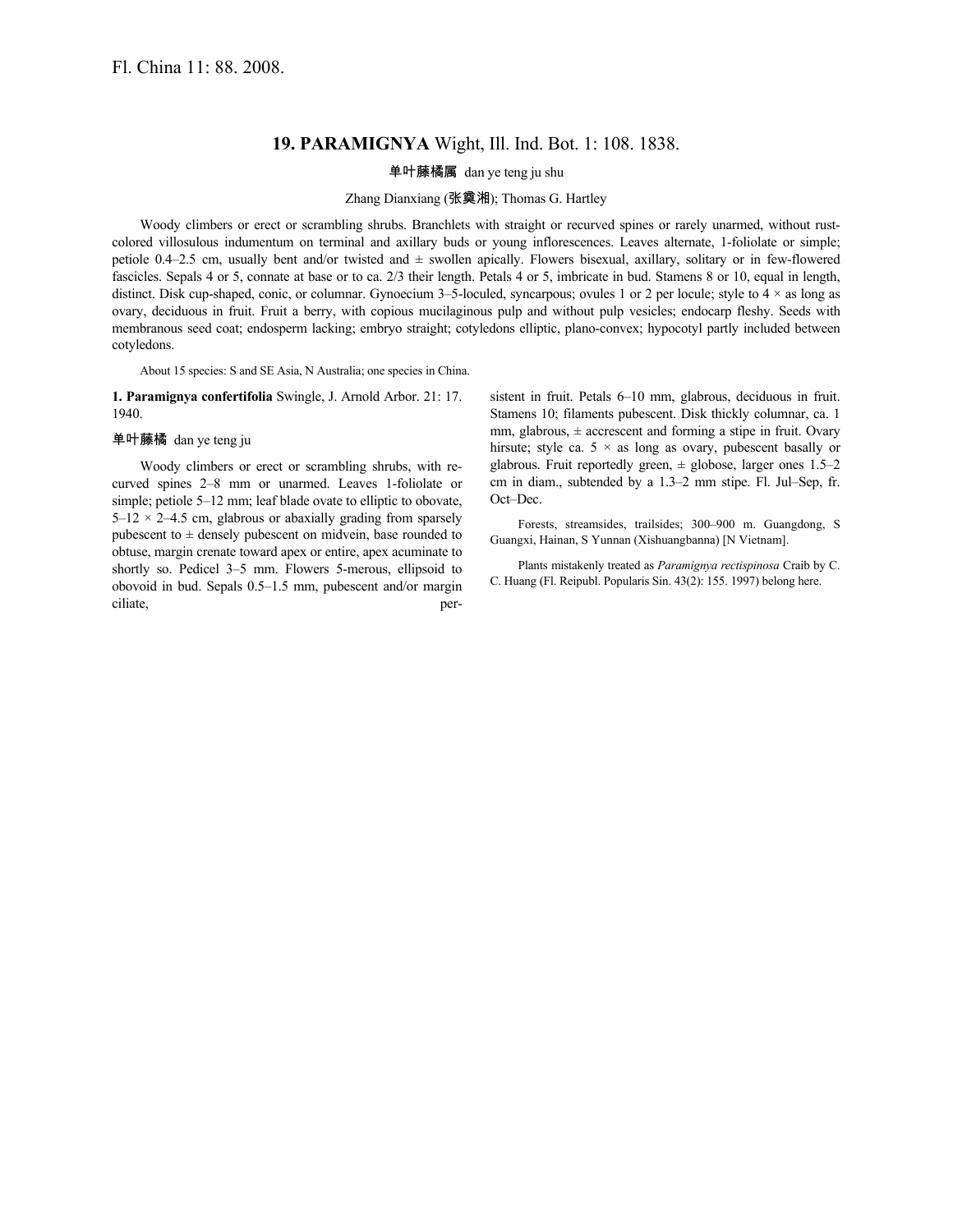Fl. China 11: 88. 2008.

## 19. PARAMIGNYA Wight, Ill. Ind. Bot. 1: 108. 1838.

单叶藤橘属 dan ye teng ju shu

Zhang Dianxiang (张奠湘); Thomas G. Hartley

Woody climbers or erect or scrambling shrubs. Branchlets with straight or recurved spines or rarely unarmed, without rust-colored villosulous indumentum on terminal and axillary buds or young inflorescences. Leaves alternate, 1-foliolate or simple; petiole 0.4–2.5 cm, usually bent and/or twisted and ± swollen apically. Flowers bisexual, axillary, solitary or in few-flowered fascicles. Sepals 4 or 5, connate at base or to ca. 2/3 their length. Petals 4 or 5, imbricate in bud. Stamens 8 or 10, equal in length, distinct. Disk cup-shaped, conic, or columnar. Gynoecium 3–5-loculed, syncarpous; ovules 1 or 2 per locule; style to 4 × as long as ovary, deciduous in fruit. Fruit a berry, with copious mucilaginous pulp and without pulp vesicles; endocarp fleshy. Seeds with membranous seed coat; endosperm lacking; embryo straight; cotyledons elliptic, plano-convex; hypocotyl partly included between cotyledons.

About 15 species: S and SE Asia, N Australia; one species in China.

**1. Paramignya confertifolia** Swingle, J. Arnold Arbor. 21: 17. 1940.

单叶藤橘 dan ye teng ju

Woody climbers or erect or scrambling shrubs, with recurved spines 2–8 mm or unarmed. Leaves 1-foliolate or simple; petiole 5–12 mm; leaf blade ovate to elliptic to obovate, 5–12 × 2–4.5 cm, glabrous or abaxially grading from sparsely pubescent to ± densely pubescent on midvein, base rounded to obtuse, margin crenate toward apex or entire, apex acuminate to shortly so. Pedicel 3–5 mm. Flowers 5-merous, ellipsoid to obovoid in bud. Sepals 0.5–1.5 mm, pubescent and/or margin ciliate, persistent in fruit. Petals 6–10 mm, glabrous, deciduous in fruit. Stamens 10; filaments pubescent. Disk thickly columnar, ca. 1 mm, glabrous, ± accrescent and forming a stipe in fruit. Ovary hirsute; style ca. 5 × as long as ovary, pubescent basally or glabrous. Fruit reportedly green, ± globose, larger ones 1.5–2 cm in diam., subtended by a 1.3–2 mm stipe. Fl. Jul–Sep, fr. Oct–Dec.

Forests, streamsides, trailsides; 300–900 m. Guangdong, S Guangxi, Hainan, S Yunnan (Xishuangbanna) [N Vietnam].

Plants mistakenly treated as *Paramignya rectispinosa* Craib by C. C. Huang (Fl. Reipubl. Popularis Sin. 43(2): 155. 1997) belong here.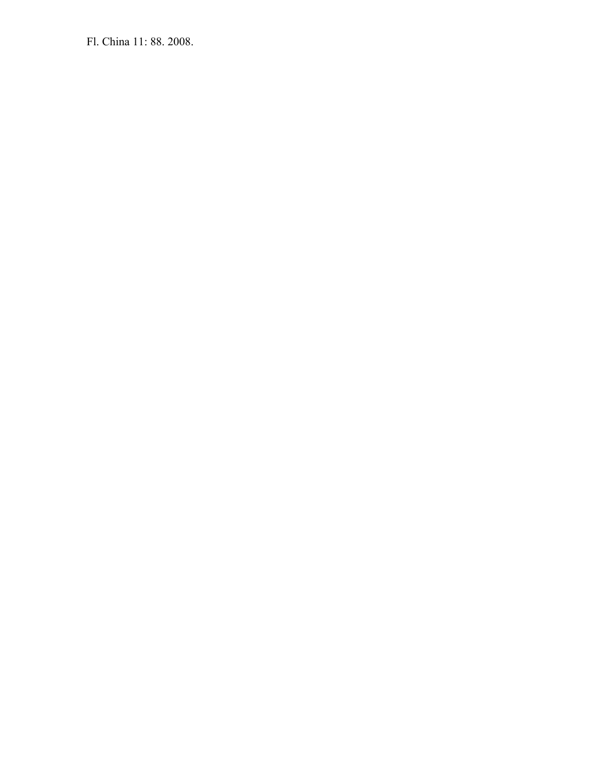Fl. China 11: 88. 2008.